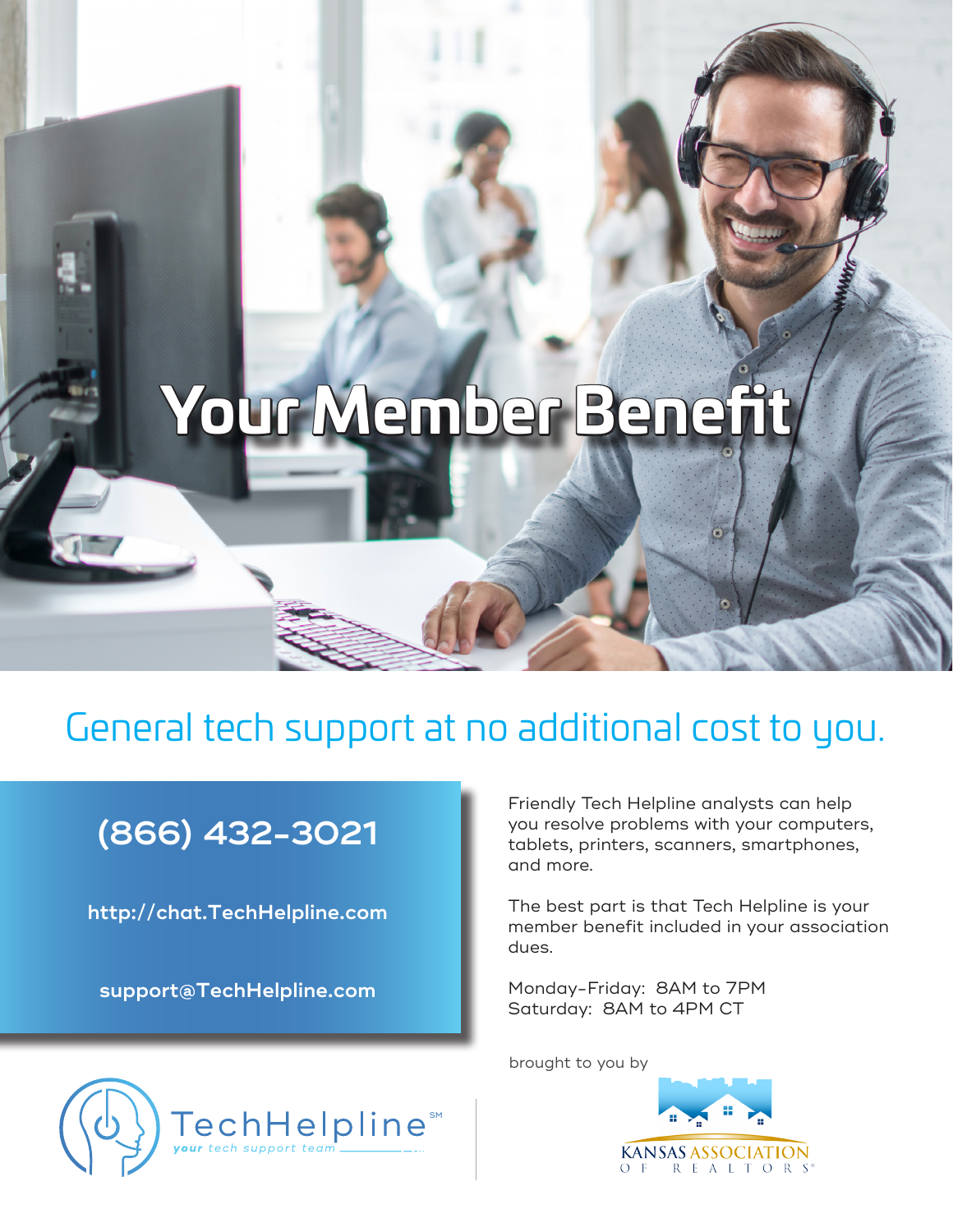# Your Member Benefit

## General tech support at no additional cost to you.

**(866) 432-3021**

**http://chat.TechHelpline.com**

**support@TechHelpline.com**

Friendly Tech Helpline analysts can help you resolve problems with your computers, tablets, printers, scanners, smartphones, and more.

The best part is that Tech Helpline is your member benefit included in your association dues.

Monday-Friday: 8AM to 7PM
Saturday: 8AM to 4PM CT

brought to you by

TechHelpline℠
*your tech support team*

KANSAS ASSOCIATION OF REALTORS®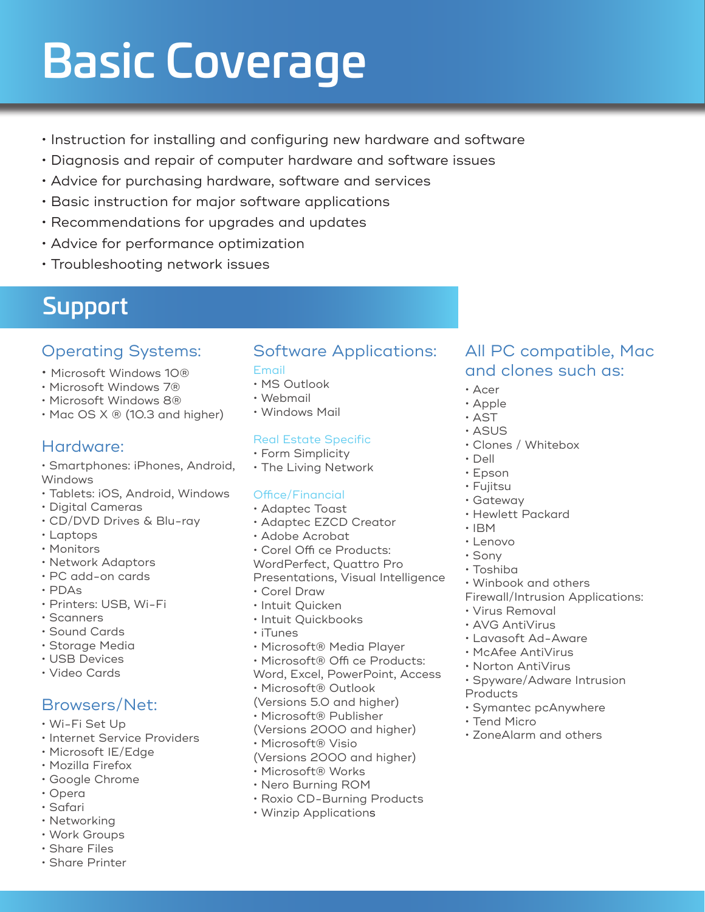# Basic Coverage

- Instruction for installing and configuring new hardware and software
- Diagnosis and repair of computer hardware and software issues
- Advice for purchasing hardware, software and services
- Basic instruction for major software applications
- Recommendations for upgrades and updates
- Advice for performance optimization
- Troubleshooting network issues

# Support

## Operating Systems:

- Microsoft Windows 10®
- Microsoft Windows 7®
- Microsoft Windows 8®
- Mac OS X ® (10.3 and higher)

## Hardware:

- Smartphones: iPhones, Android, Windows
- Tablets: iOS, Android, Windows
- Digital Cameras
- CD/DVD Drives & Blu-ray
- Laptops
- Monitors
- Network Adaptors
- PC add-on cards
- PDAs
- Printers: USB, Wi-Fi
- Scanners
- Sound Cards
- Storage Media
- USB Devices
- Video Cards

## Browsers/Net:

- Wi-Fi Set Up
- Internet Service Providers
- Microsoft IE/Edge
- Mozilla Firefox
- Google Chrome
- Opera
- Safari
- Networking
- Work Groups
- Share Files
- Share Printer

## Software Applications:

### Email

- MS Outlook
- Webmail
- Windows Mail

### Real Estate Specific

- Form Simplicity
- The Living Network

### Office/Financial

- Adaptec Toast
- Adaptec EZCD Creator
- Adobe Acrobat
- Corel Offi ce Products: WordPerfect, Quattro Pro Presentations, Visual Intelligence
- Corel Draw
- Intuit Quicken
- Intuit Quickbooks
- iTunes
- Microsoft® Media Player
- Microsoft® Offi ce Products: Word, Excel, PowerPoint, Access
- Microsoft® Outlook (Versions 5.0 and higher)
- Microsoft® Publisher (Versions 2000 and higher)
- Microsoft® Visio (Versions 2000 and higher)
- Microsoft® Works
- Nero Burning ROM
- Roxio CD-Burning Products
- Winzip Applications

## All PC compatible, Mac and clones such as:

- Acer
- Apple
- AST
- ASUS
- Clones / Whitebox
- Dell
- Epson
- Fujitsu
- Gateway
- Hewlett Packard
- IBM
- Lenovo
- Sony
- Toshiba
- Winbook and others

Firewall/Intrusion Applications:

- Virus Removal
- AVG AntiVirus
- Lavasoft Ad-Aware
- McAfee AntiVirus
- Norton AntiVirus
- Spyware/Adware Intrusion Products
- Symantec pcAnywhere
- Tend Micro
- ZoneAlarm and others